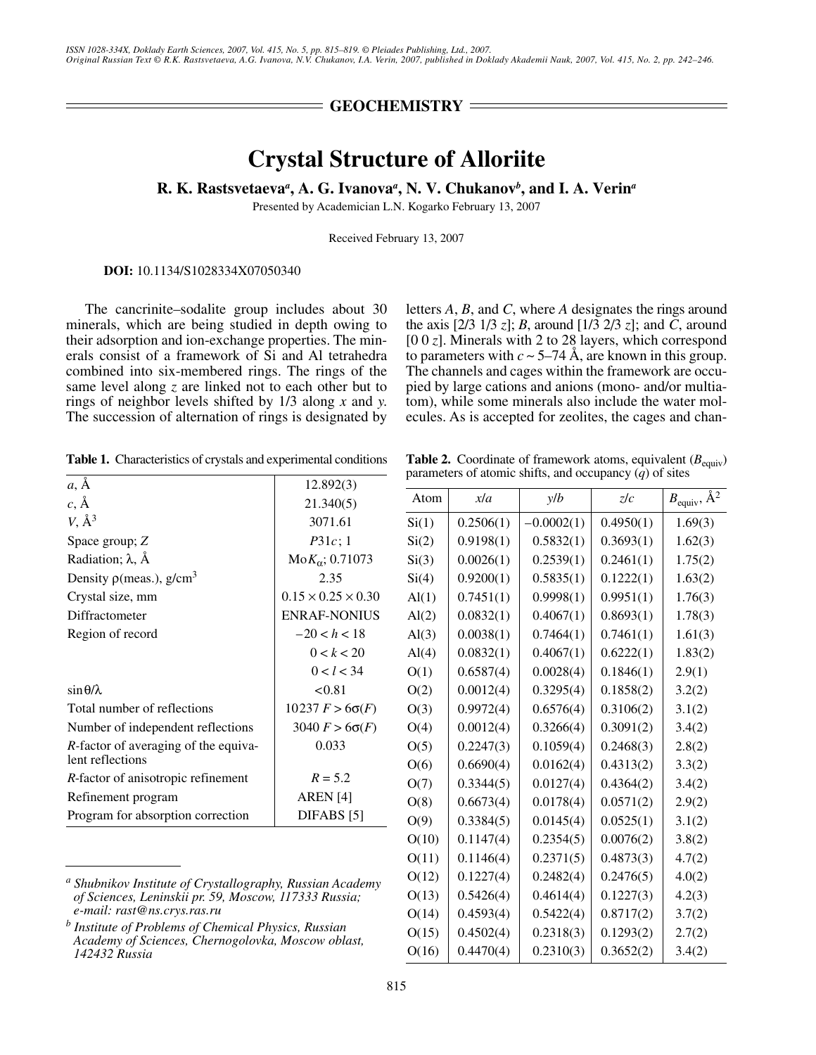## GEOCHEMISTRY

# Crystal Structure of Alloriite

**R. K. Rastsvetaeva[a], A. G. Ivanova[a], N. V. Chukanov[b], and I. A. Verin[a]**

Presented by Academician L.N. Kogarko February 13, 2007

Received February 13, 2007

**DOI:** 10.1134/S1028334X07050340

The cancrinite–sodalite group includes about 30 minerals, which are being studied in depth owing to their adsorption and ion-exchange properties. The minerals consist of a framework of Si and Al tetrahedra combined into six-membered rings. The rings of the same level along *z* are linked not to each other but to rings of neighbor levels shifted by 1/3 along *x* and *y*. The succession of alternation of rings is designated by letters *A*, *B*, and *C*, where *A* designates the rings around the axis [2/3 1/3 *z*]; *B*, around [1/3 2/3 *z*]; and *C*, around [0 0 *z*]. Minerals with 2 to 28 layers, which correspond to parameters with $c \sim 5$–74 Å, are known in this group. The channels and cages within the framework are occupied by large cations and anions (mono- and/or multiatom), while some minerals also include the water molecules. As is accepted for zeolites, the cages and chan-

**Table 1.** Characteristics of crystals and experimental conditions

| | |
|---|---|
| *a*, Å | 12.892(3) |
| *c*, Å | 21.340(5) |
| *V*, Å$^3$ | 3071.61 |
| Space group; *Z* | *P*31*c*; 1 |
| Radiation; λ, Å | Mo$K_\alpha$; 0.71073 |
| Density ρ(meas.), g/cm$^3$ | 2.35 |
| Crystal size, mm | 0.15 × 0.25 × 0.30 |
| Diffractometer | ENRAF-NONIUS |
| Region of record | $-20 < h < 18$ |
| | $0 < k < 20$ |
| | $0 < l < 34$ |
| sinθ/λ | <0.81 |
| Total number of reflections | 10237 $F > 6\sigma(F)$ |
| Number of independent reflections | 3040 $F > 6\sigma(F)$ |
| *R*-factor of averaging of the equivalent reflections | 0.033 |
| *R*-factor of anisotropic refinement | *R* = 5.2 |
| Refinement program | AREN [4] |
| Program for absorption correction | DIFABS [5] |

**Table 2.** Coordinate of framework atoms, equivalent ($B_{equiv}$) parameters of atomic shifts, and occupancy (*q*) of sites

| Atom | *x*/*a* | *y*/*b* | *z*/*c* | $B_{equiv}$, Å$^2$ |
|---|---|---|---|---|
| Si(1) | 0.2506(1) | −0.0002(1) | 0.4950(1) | 1.69(3) |
| Si(2) | 0.9198(1) | 0.5832(1) | 0.3693(1) | 1.62(3) |
| Si(3) | 0.0026(1) | 0.2539(1) | 0.2461(1) | 1.75(2) |
| Si(4) | 0.9200(1) | 0.5835(1) | 0.1222(1) | 1.63(2) |
| Al(1) | 0.7451(1) | 0.9998(1) | 0.9951(1) | 1.76(3) |
| Al(2) | 0.0832(1) | 0.4067(1) | 0.8693(1) | 1.78(3) |
| Al(3) | 0.0038(1) | 0.7464(1) | 0.7461(1) | 1.61(3) |
| Al(4) | 0.0832(1) | 0.4067(1) | 0.6222(1) | 1.83(2) |
| O(1) | 0.6587(4) | 0.0028(4) | 0.1846(1) | 2.9(1) |
| O(2) | 0.0012(4) | 0.3295(4) | 0.1858(2) | 3.2(2) |
| O(3) | 0.9972(4) | 0.6576(4) | 0.3106(2) | 3.1(2) |
| O(4) | 0.0012(4) | 0.3266(4) | 0.3091(2) | 3.4(2) |
| O(5) | 0.2247(3) | 0.1059(4) | 0.2468(3) | 2.8(2) |
| O(6) | 0.6690(4) | 0.0162(4) | 0.4313(2) | 3.3(2) |
| O(7) | 0.3344(5) | 0.0127(4) | 0.4364(2) | 3.4(2) |
| O(8) | 0.6673(4) | 0.0178(4) | 0.0571(2) | 2.9(2) |
| O(9) | 0.3384(5) | 0.0145(4) | 0.0525(1) | 3.1(2) |
| O(10) | 0.1147(4) | 0.2354(5) | 0.0076(2) | 3.8(2) |
| O(11) | 0.1146(4) | 0.2371(5) | 0.4873(3) | 4.7(2) |
| O(12) | 0.1227(4) | 0.2482(4) | 0.2476(5) | 4.0(2) |
| O(13) | 0.5426(4) | 0.4614(4) | 0.1227(3) | 4.2(3) |
| O(14) | 0.4593(4) | 0.5422(4) | 0.8717(2) | 3.7(2) |
| O(15) | 0.4502(4) | 0.2318(3) | 0.1293(2) | 2.7(2) |
| O(16) | 0.4470(4) | 0.2310(3) | 0.3652(2) | 3.4(2) |

---

[a] *Shubnikov Institute of Crystallography, Russian Academy of Sciences, Leninskii pr. 59, Moscow, 117333 Russia; e-mail: rast@ns.crys.ras.ru*

[b] *Institute of Problems of Chemical Physics, Russian Academy of Sciences, Chernogolovka, Moscow oblast, 142432 Russia*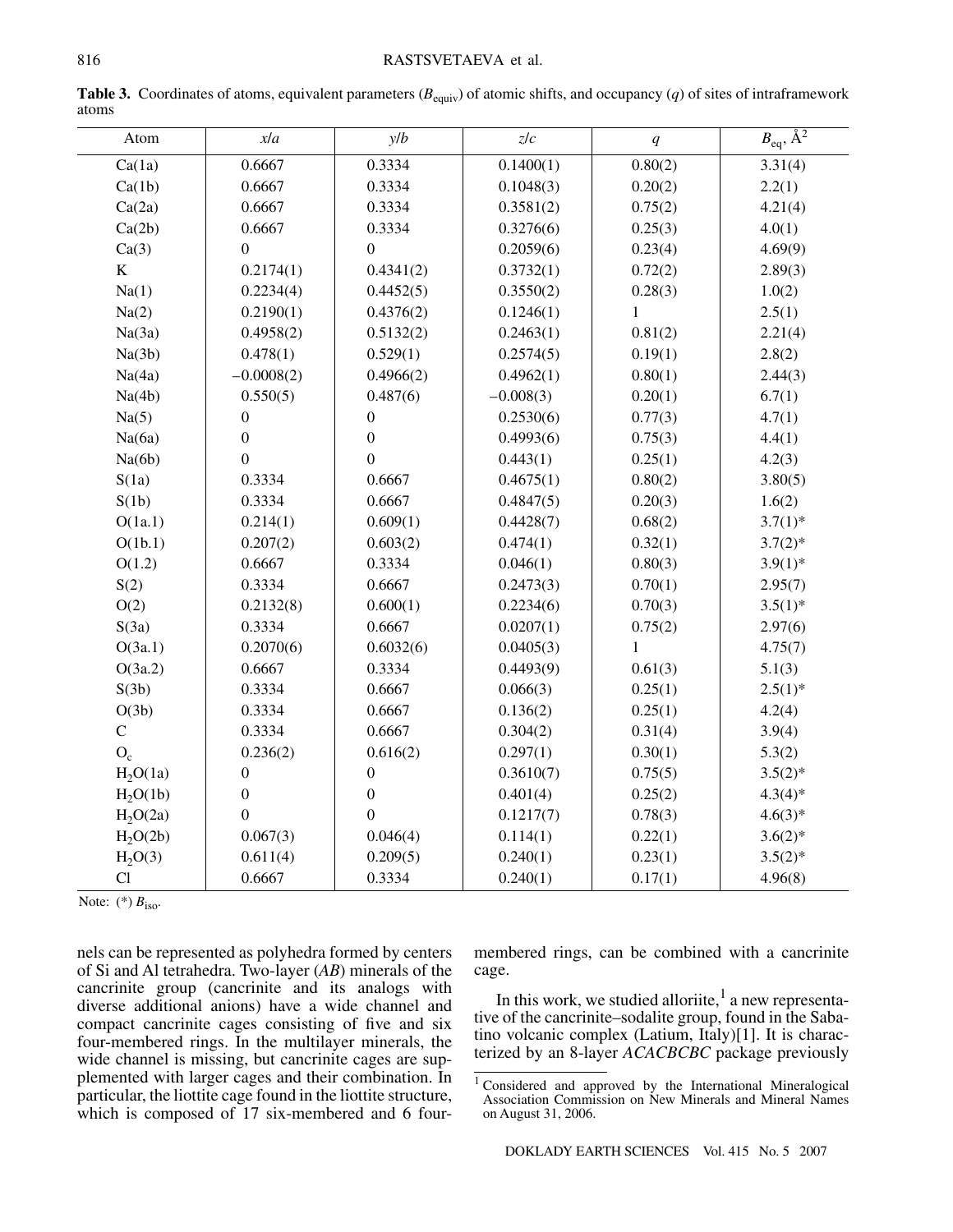**Table 3.** Coordinates of atoms, equivalent parameters ($B_{equiv}$) of atomic shifts, and occupancy ($q$) of sites of intraframework atoms

| Atom | $x/a$ | $y/b$ | $z/c$ | $q$ | $B_{eq}$, Å$^2$ |
|---|---|---|---|---|---|
| Ca(1a) | 0.6667 | 0.3334 | 0.1400(1) | 0.80(2) | 3.31(4) |
| Ca(1b) | 0.6667 | 0.3334 | 0.1048(3) | 0.20(2) | 2.2(1) |
| Ca(2a) | 0.6667 | 0.3334 | 0.3581(2) | 0.75(2) | 4.21(4) |
| Ca(2b) | 0.6667 | 0.3334 | 0.3276(6) | 0.25(3) | 4.0(1) |
| Ca(3) | 0 | 0 | 0.2059(6) | 0.23(4) | 4.69(9) |
| K | 0.2174(1) | 0.4341(2) | 0.3732(1) | 0.72(2) | 2.89(3) |
| Na(1) | 0.2234(4) | 0.4452(5) | 0.3550(2) | 0.28(3) | 1.0(2) |
| Na(2) | 0.2190(1) | 0.4376(2) | 0.1246(1) | 1 | 2.5(1) |
| Na(3a) | 0.4958(2) | 0.5132(2) | 0.2463(1) | 0.81(2) | 2.21(4) |
| Na(3b) | 0.478(1) | 0.529(1) | 0.2574(5) | 0.19(1) | 2.8(2) |
| Na(4a) | −0.0008(2) | 0.4966(2) | 0.4962(1) | 0.80(1) | 2.44(3) |
| Na(4b) | 0.550(5) | 0.487(6) | −0.008(3) | 0.20(1) | 6.7(1) |
| Na(5) | 0 | 0 | 0.2530(6) | 0.77(3) | 4.7(1) |
| Na(6a) | 0 | 0 | 0.4993(6) | 0.75(3) | 4.4(1) |
| Na(6b) | 0 | 0 | 0.443(1) | 0.25(1) | 4.2(3) |
| S(1a) | 0.3334 | 0.6667 | 0.4675(1) | 0.80(2) | 3.80(5) |
| S(1b) | 0.3334 | 0.6667 | 0.4847(5) | 0.20(3) | 1.6(2) |
| O(1a.1) | 0.214(1) | 0.609(1) | 0.4428(7) | 0.68(2) | 3.7(1)* |
| O(1b.1) | 0.207(2) | 0.603(2) | 0.474(1) | 0.32(1) | 3.7(2)* |
| O(1.2) | 0.6667 | 0.3334 | 0.046(1) | 0.80(3) | 3.9(1)* |
| S(2) | 0.3334 | 0.6667 | 0.2473(3) | 0.70(1) | 2.95(7) |
| O(2) | 0.2132(8) | 0.600(1) | 0.2234(6) | 0.70(3) | 3.5(1)* |
| S(3a) | 0.3334 | 0.6667 | 0.0207(1) | 0.75(2) | 2.97(6) |
| O(3a.1) | 0.2070(6) | 0.6032(6) | 0.0405(3) | 1 | 4.75(7) |
| O(3a.2) | 0.6667 | 0.3334 | 0.4493(9) | 0.61(3) | 5.1(3) |
| S(3b) | 0.3334 | 0.6667 | 0.066(3) | 0.25(1) | 2.5(1)* |
| O(3b) | 0.3334 | 0.6667 | 0.136(2) | 0.25(1) | 4.2(4) |
| C | 0.3334 | 0.6667 | 0.304(2) | 0.31(4) | 3.9(4) |
| $O_c$ | 0.236(2) | 0.616(2) | 0.297(1) | 0.30(1) | 5.3(2) |
| $H_2O$(1a) | 0 | 0 | 0.3610(7) | 0.75(5) | 3.5(2)* |
| $H_2O$(1b) | 0 | 0 | 0.401(4) | 0.25(2) | 4.3(4)* |
| $H_2O$(2a) | 0 | 0 | 0.1217(7) | 0.78(3) | 4.6(3)* |
| $H_2O$(2b) | 0.067(3) | 0.046(4) | 0.114(1) | 0.22(1) | 3.6(2)* |
| $H_2O$(3) | 0.611(4) | 0.209(5) | 0.240(1) | 0.23(1) | 3.5(2)* |
| Cl | 0.6667 | 0.3334 | 0.240(1) | 0.17(1) | 4.96(8) |

Note: (*) $B_{iso}$.

nels can be represented as polyhedra formed by centers of Si and Al tetrahedra. Two-layer (*AB*) minerals of the cancrinite group (cancrinite and its analogs with diverse additional anions) have a wide channel and compact cancrinite cages consisting of five and six four-membered rings. In the multilayer minerals, the wide channel is missing, but cancrinite cages are supplemented with larger cages and their combination. In particular, the liottite cage found in the liottite structure, which is composed of 17 six-membered and 6 four-membered rings, can be combined with a cancrinite cage.

In this work, we studied alloriite,[1] a new representative of the cancrinite–sodalite group, found in the Sabatino volcanic complex (Latium, Italy)[1]. It is characterized by an 8-layer *ACACBCBC* package previously

[1] Considered and approved by the International Mineralogical Association Commission on New Minerals and Mineral Names on August 31, 2006.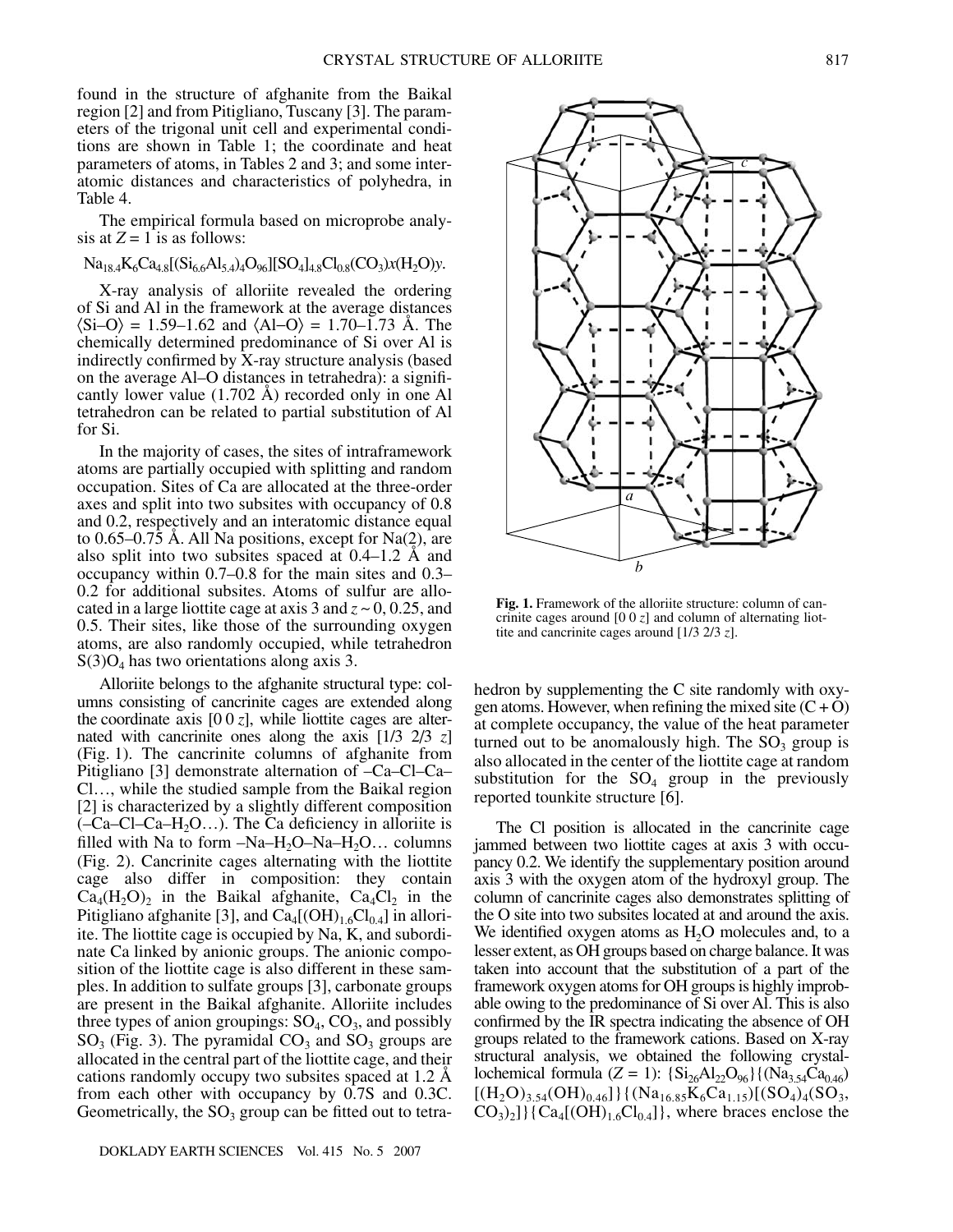found in the structure of afghanite from the Baikal region [2] and from Pitigliano, Tuscany [3]. The parameters of the trigonal unit cell and experimental conditions are shown in Table 1; the coordinate and heat parameters of atoms, in Tables 2 and 3; and some interatomic distances and characteristics of polyhedra, in Table 4.

The empirical formula based on microprobe analysis at $Z = 1$ is as follows:

$Na_{18.4}K_6Ca_{4.8}[(Si_{6.6}Al_{5.4})_4O_{96}][SO_4]_{4.8}Cl_{0.8}(CO_3)x(H_2O)y$.

X-ray analysis of alloriite revealed the ordering of Si and Al in the framework at the average distances $\langle Si–O \rangle = 1.59–1.62$ and $\langle Al–O \rangle = 1.70–1.73$ Å. The chemically determined predominance of Si over Al is indirectly confirmed by X-ray structure analysis (based on the average Al–O distances in tetrahedra): a significantly lower value (1.702 Å) recorded only in one Al tetrahedron can be related to partial substitution of Al for Si.

In the majority of cases, the sites of intraframework atoms are partially occupied with splitting and random occupation. Sites of Ca are allocated at the three-order axes and split into two subsites with occupancy of 0.8 and 0.2, respectively and an interatomic distance equal to 0.65–0.75 Å. All Na positions, except for Na(2), are also split into two subsites spaced at 0.4–1.2 Å and occupancy within 0.7–0.8 for the main sites and 0.3–0.2 for additional subsites. Atoms of sulfur are allocated in a large liottite cage at axis 3 and $z \sim 0$, 0.25, and 0.5. Their sites, like those of the surrounding oxygen atoms, are also randomly occupied, while tetrahedron $S(3)O_4$ has two orientations along axis 3.

Alloriite belongs to the afghanite structural type: columns consisting of cancrinite cages are extended along the coordinate axis [0 0 *z*], while liottite cages are alternated with cancrinite ones along the axis [1/3 2/3 *z*] (Fig. 1). The cancrinite columns of afghanite from Pitigliano [3] demonstrate alternation of –Ca–Cl–Ca–Cl…, while the studied sample from the Baikal region [2] is characterized by a slightly different composition (–Ca–Cl–Ca–$H_2O$…). The Ca deficiency in alloriite is filled with Na to form –Na–$H_2O$–Na–$H_2O$… columns (Fig. 2). Cancrinite cages alternating with the liottite cage also differ in composition: they contain $Ca_4(H_2O)_2$ in the Baikal afghanite, $Ca_4Cl_2$ in the Pitigliano afghanite [3], and $Ca_4[(OH)_{1.6}Cl_{0.4}]$ in alloriite. The liottite cage is occupied by Na, K, and subordinate Ca linked by anionic groups. The anionic composition of the liottite cage is also different in these samples. In addition to sulfate groups [3], carbonate groups are present in the Baikal afghanite. Alloriite includes three types of anion groupings: $SO_4$, $CO_3$, and possibly $SO_3$ (Fig. 3). The pyramidal $CO_3$ and $SO_3$ groups are allocated in the central part of the liottite cage, and their cations randomly occupy two subsites spaced at 1.2 Å from each other with occupancy by 0.7S and 0.3C. Geometrically, the $SO_3$ group can be fitted out to tetrahedron by supplementing the C site randomly with oxygen atoms. However, when refining the mixed site (C + O) at complete occupancy, the value of the heat parameter turned out to be anomalously high. The $SO_3$ group is also allocated in the center of the liottite cage at random substitution for the $SO_4$ group in the previously reported tounkite structure [6].

Fig. 1. Framework of the alloriite structure: column of cancrinite cages around [0 0 *z*] and column of alternating liottite and cancrinite cages around [1/3 2/3 *z*].

The Cl position is allocated in the cancrinite cage jammed between two liottite cages at axis 3 with occupancy 0.2. We identify the supplementary position around axis 3 with the oxygen atom of the hydroxyl group. The column of cancrinite cages also demonstrates splitting of the O site into two subsites located at and around the axis. We identified oxygen atoms as $H_2O$ molecules and, to a lesser extent, as OH groups based on charge balance. It was taken into account that the substitution of a part of the framework oxygen atoms for OH groups is highly improbable owing to the predominance of Si over Al. This is also confirmed by the IR spectra indicating the absence of OH groups related to the framework cations. Based on X-ray structural analysis, we obtained the following crystallochemical formula ($Z = 1$): $\{Si_{26}Al_{22}O_{96}\}\{(Na_{3.54}Ca_{0.46})[(H_2O)_{3.54}(OH)_{0.46}]\}\{(Na_{16.85}K_6Ca_{1.15})[(SO_4)_4(SO_3, CO_3)_2]\}\{Ca_4[(OH)_{1.6}Cl_{0.4}]\}$, where braces enclose the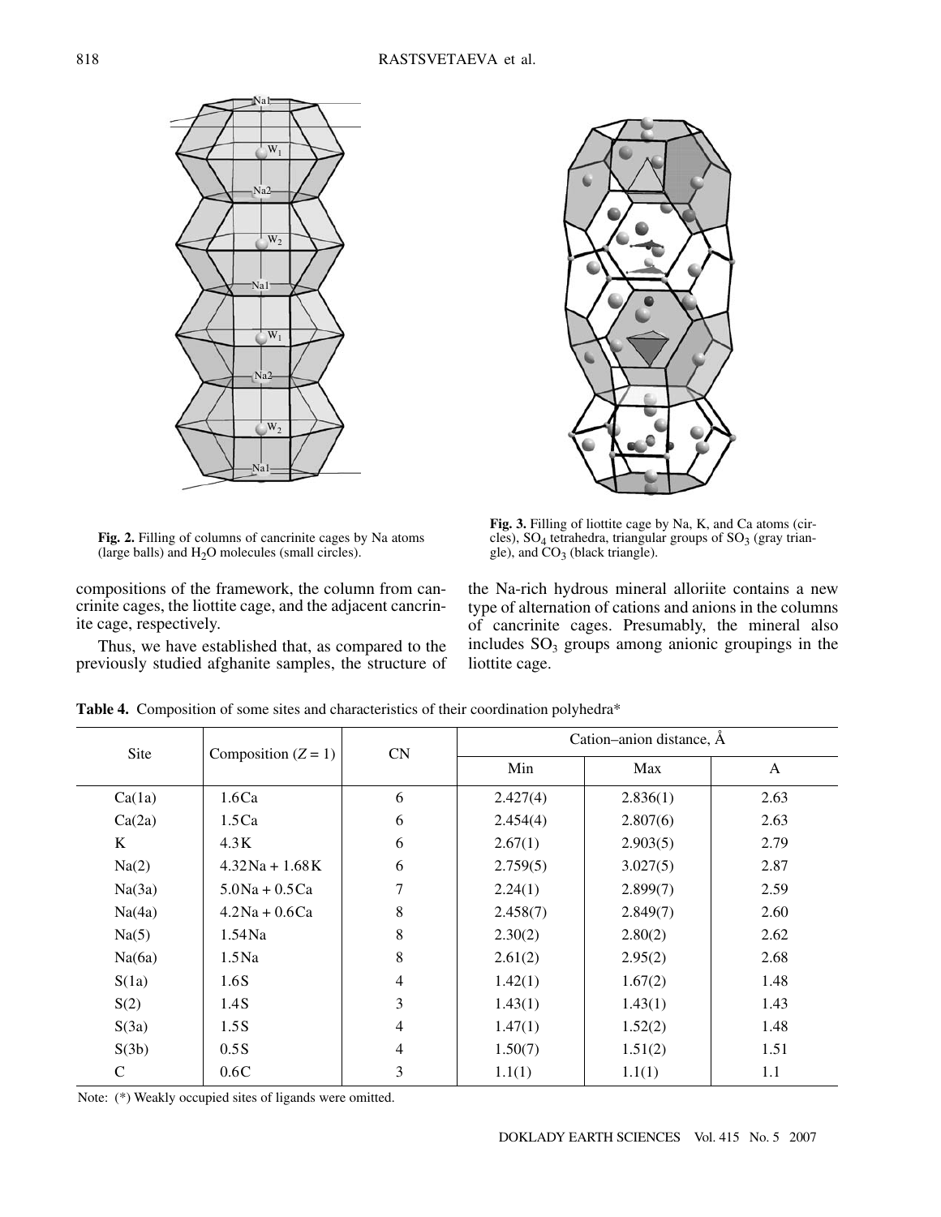Fig. 2. Filling of columns of cancrinite cages by Na atoms (large balls) and $H_2O$ molecules (small circles).

Fig. 3. Filling of liottite cage by Na, K, and Ca atoms (circles), $SO_4$ tetrahedra, triangular groups of $SO_3$ (gray triangle), and $CO_3$ (black triangle).

compositions of the framework, the column from cancrinite cages, the liottite cage, and the adjacent cancrinite cage, respectively.

Thus, we have established that, as compared to the previously studied afghanite samples, the structure of the Na-rich hydrous mineral alloriite contains a new type of alternation of cations and anions in the columns of cancrinite cages. Presumably, the mineral also includes $SO_3$ groups among anionic groupings in the liottite cage.

**Table 4.** Composition of some sites and characteristics of their coordination polyhedra*

| Site | Composition ($Z = 1$) | CN | Cation–anion distance, Å | | |
|---|---|---|---|---|---|
| | | | Min | Max | A |
| Ca(1a) | 1.6Ca | 6 | 2.427(4) | 2.836(1) | 2.63 |
| Ca(2a) | 1.5Ca | 6 | 2.454(4) | 2.807(6) | 2.63 |
| K | 4.3K | 6 | 2.67(1) | 2.903(5) | 2.79 |
| Na(2) | 4.32Na + 1.68K | 6 | 2.759(5) | 3.027(5) | 2.87 |
| Na(3a) | 5.0Na + 0.5Ca | 7 | 2.24(1) | 2.899(7) | 2.59 |
| Na(4a) | 4.2Na + 0.6Ca | 8 | 2.458(7) | 2.849(7) | 2.60 |
| Na(5) | 1.54Na | 8 | 2.30(2) | 2.80(2) | 2.62 |
| Na(6a) | 1.5Na | 8 | 2.61(2) | 2.95(2) | 2.68 |
| S(1a) | 1.6S | 4 | 1.42(1) | 1.67(2) | 1.48 |
| S(2) | 1.4S | 3 | 1.43(1) | 1.43(1) | 1.43 |
| S(3a) | 1.5S | 4 | 1.47(1) | 1.52(2) | 1.48 |
| S(3b) | 0.5S | 4 | 1.50(7) | 1.51(2) | 1.51 |
| C | 0.6C | 3 | 1.1(1) | 1.1(1) | 1.1 |

Note: (*) Weakly occupied sites of ligands were omitted.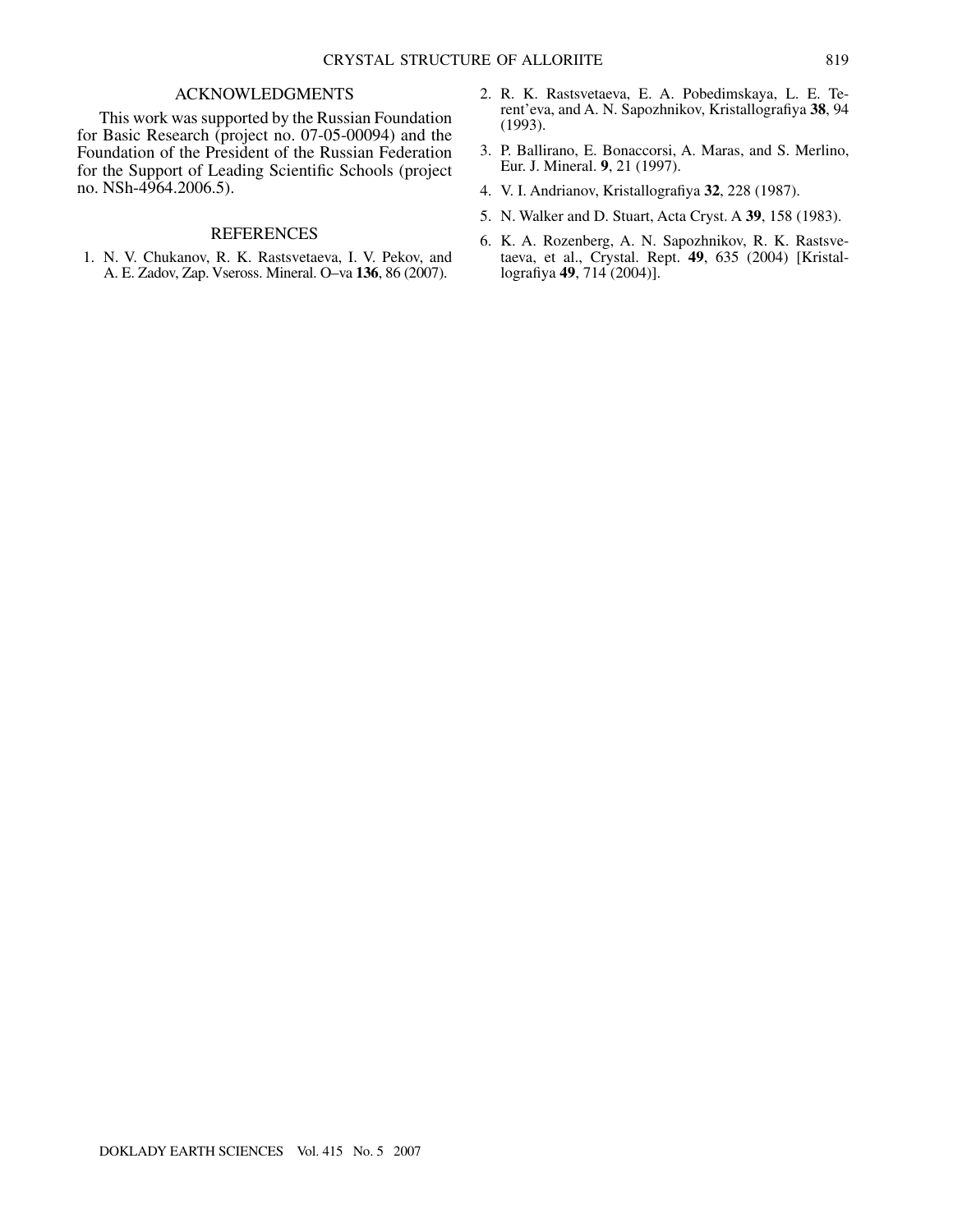## ACKNOWLEDGMENTS

This work was supported by the Russian Foundation for Basic Research (project no. 07-05-00094) and the Foundation of the President of the Russian Federation for the Support of Leading Scientific Schools (project no. NSh-4964.2006.5).

## REFERENCES

1. N. V. Chukanov, R. K. Rastsvetaeva, I. V. Pekov, and A. E. Zadov, Zap. Vseross. Mineral. O–va **136**, 86 (2007).
2. R. K. Rastsvetaeva, E. A. Pobedimskaya, L. E. Terent'eva, and A. N. Sapozhnikov, Kristallografiya **38**, 94 (1993).
3. P. Ballirano, E. Bonaccorsi, A. Maras, and S. Merlino, Eur. J. Mineral. **9**, 21 (1997).
4. V. I. Andrianov, Kristallografiya **32**, 228 (1987).
5. N. Walker and D. Stuart, Acta Cryst. A **39**, 158 (1983).
6. K. A. Rozenberg, A. N. Sapozhnikov, R. K. Rastsvetaeva, et al., Crystal. Rept. **49**, 635 (2004) [Kristallografiya **49**, 714 (2004)].